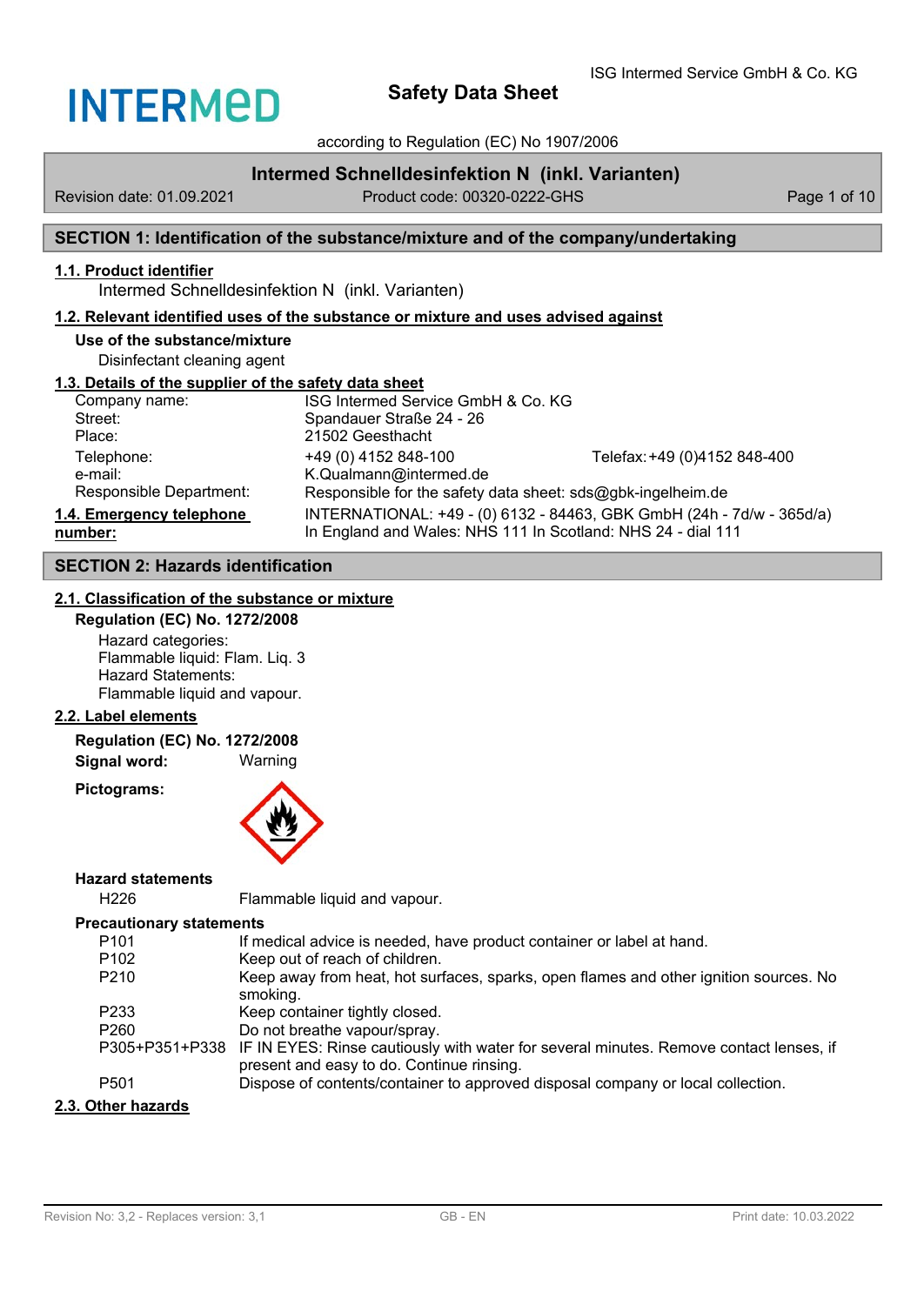# Safety Data Sheet

according to Regulation (EC) No 1907/2006

## Intermed Schnelldesinfektion N (inkl. Varianten)

Revision date: 01.09.2021 — Product code: 00320-0222-GHS

## SECTION 1: Identification of the substance/mixture and of the company/undertaking

### 1.1. Product identifier

Intermed Schnelldesinfektion N (inkl. Varianten)

### 1.2. Relevant identified uses of the substance or mixture and uses advised against

**Use of the substance/mixture**

Disinfectant cleaning agent

### 1.3. Details of the supplier of the safety data sheet

| | | |
|---|---|---|
| Company name: | ISG Intermed Service GmbH & Co. KG | |
| Street: | Spandauer Straße 24 - 26 | |
| Place: | 21502 Geesthacht | |
| Telephone: | +49 (0) 4152 848-100 | Telefax: +49 (0)4152 848-400 |
| e-mail: | K.Qualmann@intermed.de | |
| Responsible Department: | Responsible for the safety data sheet: sds@gbk-ingelheim.de | |

### 1.4. Emergency telephone number:

INTERNATIONAL: +49 - (0) 6132 - 84463, GBK GmbH (24h - 7d/w - 365d/a)
In England and Wales: NHS 111 In Scotland: NHS 24 - dial 111

## SECTION 2: Hazards identification

### 2.1. Classification of the substance or mixture

**Regulation (EC) No. 1272/2008**

Hazard categories:
Flammable liquid: Flam. Liq. 3
Hazard Statements:
Flammable liquid and vapour.

### 2.2. Label elements

**Regulation (EC) No. 1272/2008**

**Signal word:** Warning

**Pictograms:**

**Hazard statements**

| | |
|---|---|
| H226 | Flammable liquid and vapour. |

**Precautionary statements**

| | |
|---|---|
| P101 | If medical advice is needed, have product container or label at hand. |
| P102 | Keep out of reach of children. |
| P210 | Keep away from heat, hot surfaces, sparks, open flames and other ignition sources. No smoking. |
| P233 | Keep container tightly closed. |
| P260 | Do not breathe vapour/spray. |
| P305+P351+P338 | IF IN EYES: Rinse cautiously with water for several minutes. Remove contact lenses, if present and easy to do. Continue rinsing. |
| P501 | Dispose of contents/container to approved disposal company or local collection. |

### 2.3. Other hazards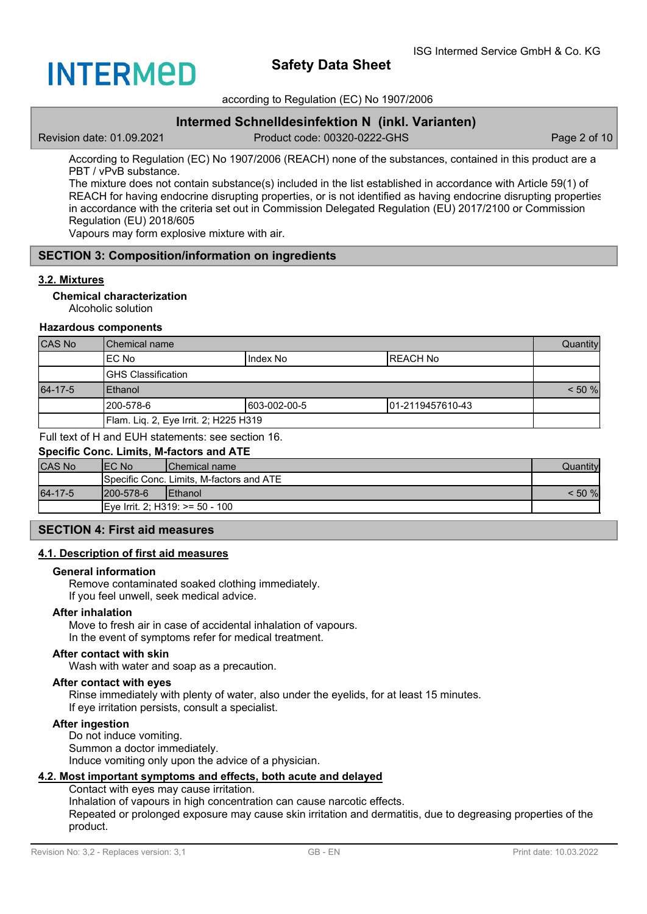According to Regulation (EC) No 1907/2006 (REACH) none of the substances, contained in this product are a PBT / vPvB substance.
The mixture does not contain substance(s) included in the list established in accordance with Article 59(1) of REACH for having endocrine disrupting properties, or is not identified as having endocrine disrupting properties in accordance with the criteria set out in Commission Delegated Regulation (EU) 2017/2100 or Commission Regulation (EU) 2018/605
Vapours may form explosive mixture with air.

## SECTION 3: Composition/information on ingredients

### 3.2. Mixtures

**Chemical characterization**

Alcoholic solution

**Hazardous components**

| CAS No | Chemical name | | | Quantity |
|---|---|---|---|---|
| | EC No | Index No | REACH No | |
| | GHS Classification | | | |
| 64-17-5 | Ethanol | | | < 50 % |
| | 200-578-6 | 603-002-00-5 | 01-2119457610-43 | |
| | Flam. Liq. 2, Eye Irrit. 2; H225 H319 | | | |

Full text of H and EUH statements: see section 16.

**Specific Conc. Limits, M-factors and ATE**

| CAS No | EC No | Chemical name | Quantity |
|---|---|---|---|
| | Specific Conc. Limits, M-factors and ATE | | |
| 64-17-5 | 200-578-6 | Ethanol | < 50 % |
| | Eye Irrit. 2; H319: >= 50 - 100 | | |

## SECTION 4: First aid measures

### 4.1. Description of first aid measures

**General information**

Remove contaminated soaked clothing immediately.
If you feel unwell, seek medical advice.

**After inhalation**

Move to fresh air in case of accidental inhalation of vapours.
In the event of symptoms refer for medical treatment.

**After contact with skin**

Wash with water and soap as a precaution.

**After contact with eyes**

Rinse immediately with plenty of water, also under the eyelids, for at least 15 minutes.
If eye irritation persists, consult a specialist.

**After ingestion**

Do not induce vomiting.
Summon a doctor immediately.
Induce vomiting only upon the advice of a physician.

### 4.2. Most important symptoms and effects, both acute and delayed

Contact with eyes may cause irritation.
Inhalation of vapours in high concentration can cause narcotic effects.
Repeated or prolonged exposure may cause skin irritation and dermatitis, due to degreasing properties of the product.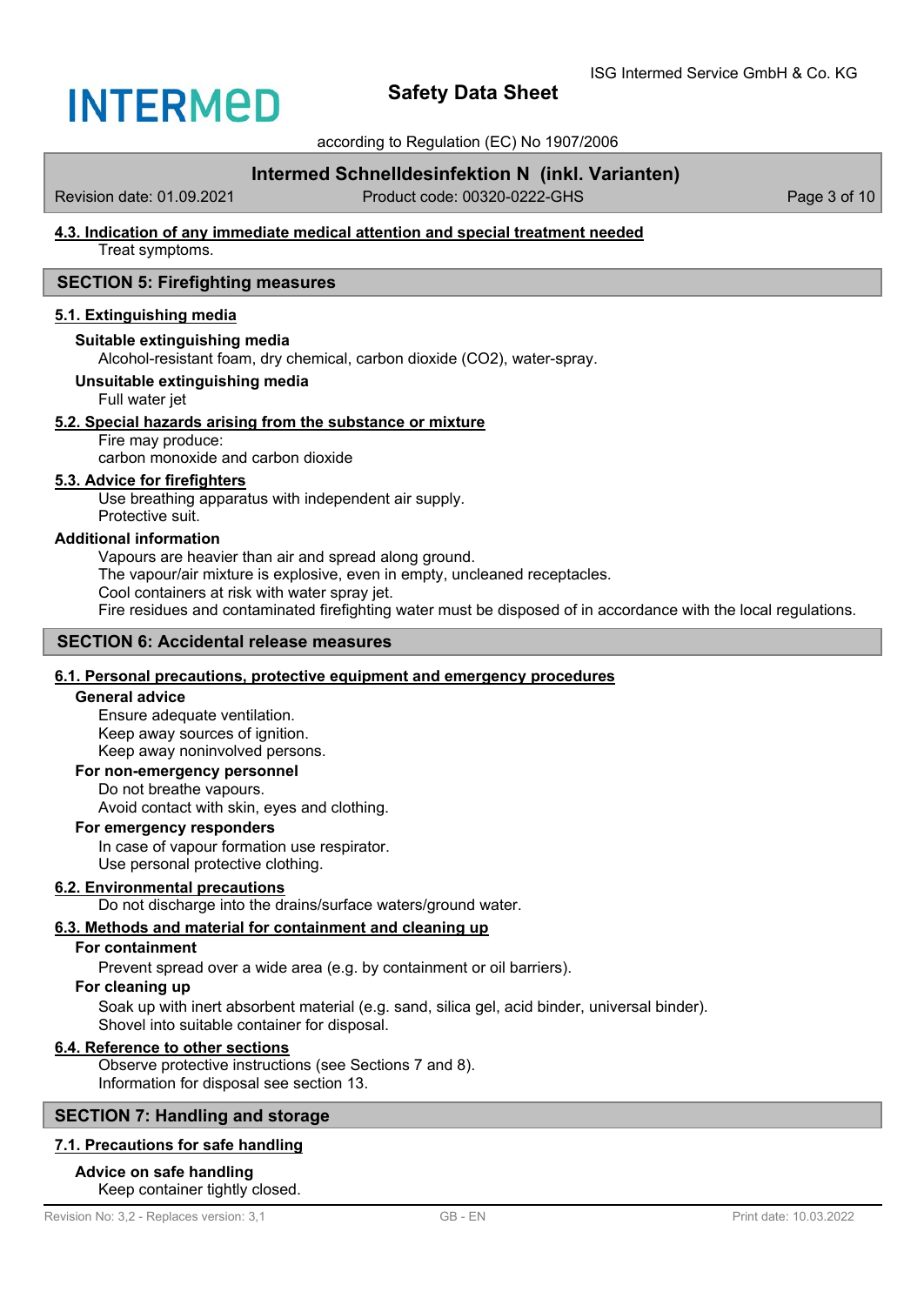### 4.3. Indication of any immediate medical attention and special treatment needed

Treat symptoms.

## SECTION 5: Firefighting measures

### 5.1. Extinguishing media

**Suitable extinguishing media**

Alcohol-resistant foam, dry chemical, carbon dioxide ($CO_2$), water-spray.

**Unsuitable extinguishing media**

Full water jet

### 5.2. Special hazards arising from the substance or mixture

Fire may produce:
carbon monoxide and carbon dioxide

### 5.3. Advice for firefighters

Use breathing apparatus with independent air supply.
Protective suit.

**Additional information**

Vapours are heavier than air and spread along ground.
The vapour/air mixture is explosive, even in empty, uncleaned receptacles.
Cool containers at risk with water spray jet.
Fire residues and contaminated firefighting water must be disposed of in accordance with the local regulations.

## SECTION 6: Accidental release measures

### 6.1. Personal precautions, protective equipment and emergency procedures

**General advice**

Ensure adequate ventilation.
Keep away sources of ignition.
Keep away noninvolved persons.

**For non-emergency personnel**

Do not breathe vapours.
Avoid contact with skin, eyes and clothing.

**For emergency responders**

In case of vapour formation use respirator.
Use personal protective clothing.

### 6.2. Environmental precautions

Do not discharge into the drains/surface waters/ground water.

### 6.3. Methods and material for containment and cleaning up

**For containment**

Prevent spread over a wide area (e.g. by containment or oil barriers).

**For cleaning up**

Soak up with inert absorbent material (e.g. sand, silica gel, acid binder, universal binder).
Shovel into suitable container for disposal.

### 6.4. Reference to other sections

Observe protective instructions (see Sections 7 and 8).
Information for disposal see section 13.

## SECTION 7: Handling and storage

### 7.1. Precautions for safe handling

**Advice on safe handling**

Keep container tightly closed.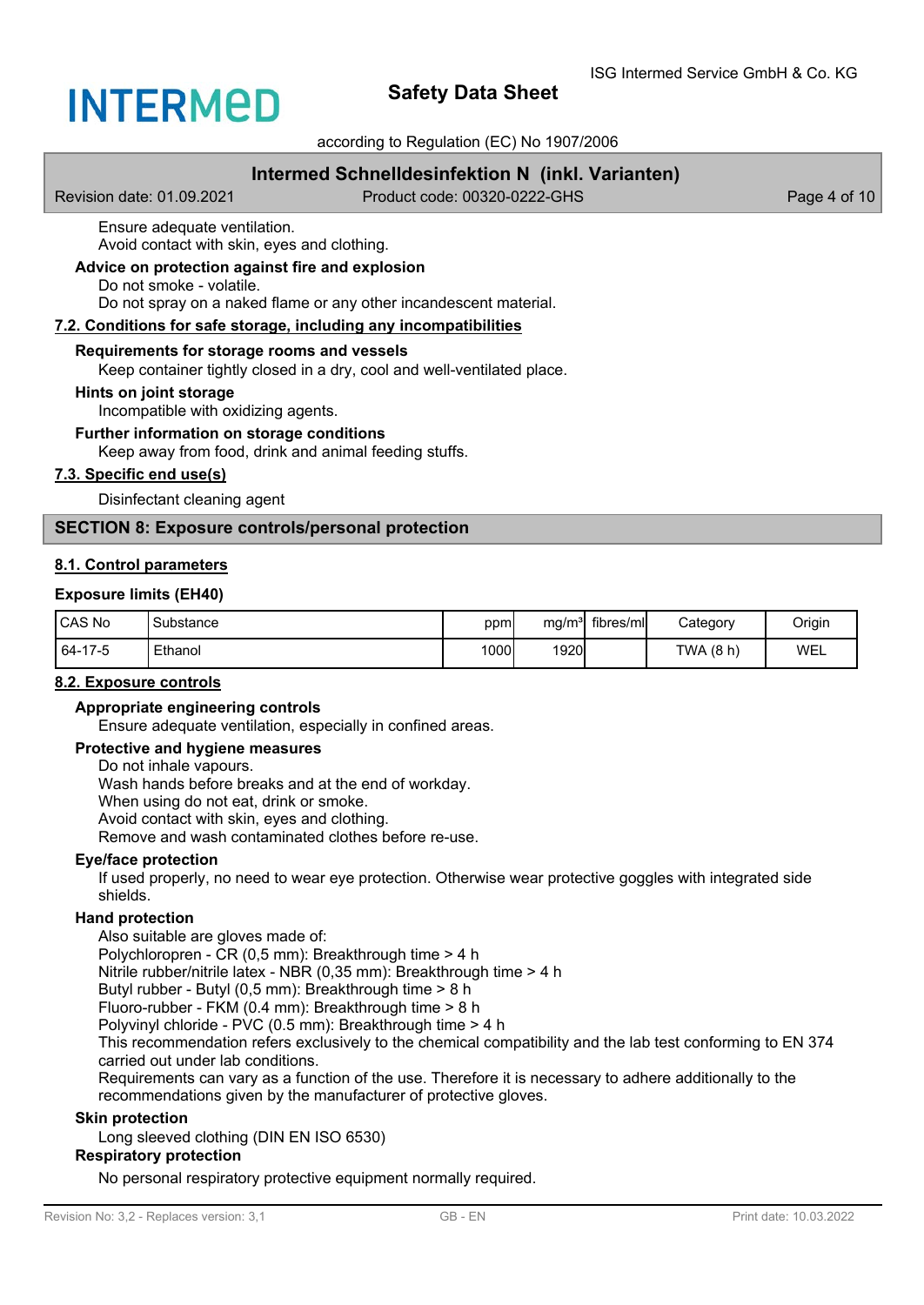Ensure adequate ventilation.
Avoid contact with skin, eyes and clothing.

**Advice on protection against fire and explosion**

Do not smoke - volatile.
Do not spray on a naked flame or any other incandescent material.

### 7.2. Conditions for safe storage, including any incompatibilities

**Requirements for storage rooms and vessels**

Keep container tightly closed in a dry, cool and well-ventilated place.

**Hints on joint storage**

Incompatible with oxidizing agents.

**Further information on storage conditions**

Keep away from food, drink and animal feeding stuffs.

### 7.3. Specific end use(s)

Disinfectant cleaning agent

## SECTION 8: Exposure controls/personal protection

### 8.1. Control parameters

**Exposure limits (EH40)**

| CAS No | Substance | ppm | mg/m³ | fibres/ml | Category | Origin |
|---|---|---|---|---|---|---|
| 64-17-5 | Ethanol | 1000 | 1920 | | TWA (8 h) | WEL |

### 8.2. Exposure controls

**Appropriate engineering controls**

Ensure adequate ventilation, especially in confined areas.

**Protective and hygiene measures**

Do not inhale vapours.
Wash hands before breaks and at the end of workday.
When using do not eat, drink or smoke.
Avoid contact with skin, eyes and clothing.
Remove and wash contaminated clothes before re-use.

**Eye/face protection**

If used properly, no need to wear eye protection. Otherwise wear protective goggles with integrated side shields.

**Hand protection**

Also suitable are gloves made of:
Polychloropren - CR (0,5 mm): Breakthrough time > 4 h
Nitrile rubber/nitrile latex - NBR (0,35 mm): Breakthrough time > 4 h
Butyl rubber - Butyl (0,5 mm): Breakthrough time > 8 h
Fluoro-rubber - FKM (0.4 mm): Breakthrough time > 8 h
Polyvinyl chloride - PVC (0.5 mm): Breakthrough time > 4 h
This recommendation refers exclusively to the chemical compatibility and the lab test conforming to EN 374 carried out under lab conditions.
Requirements can vary as a function of the use. Therefore it is necessary to adhere additionally to the recommendations given by the manufacturer of protective gloves.

**Skin protection**

Long sleeved clothing (DIN EN ISO 6530)

**Respiratory protection**

No personal respiratory protective equipment normally required.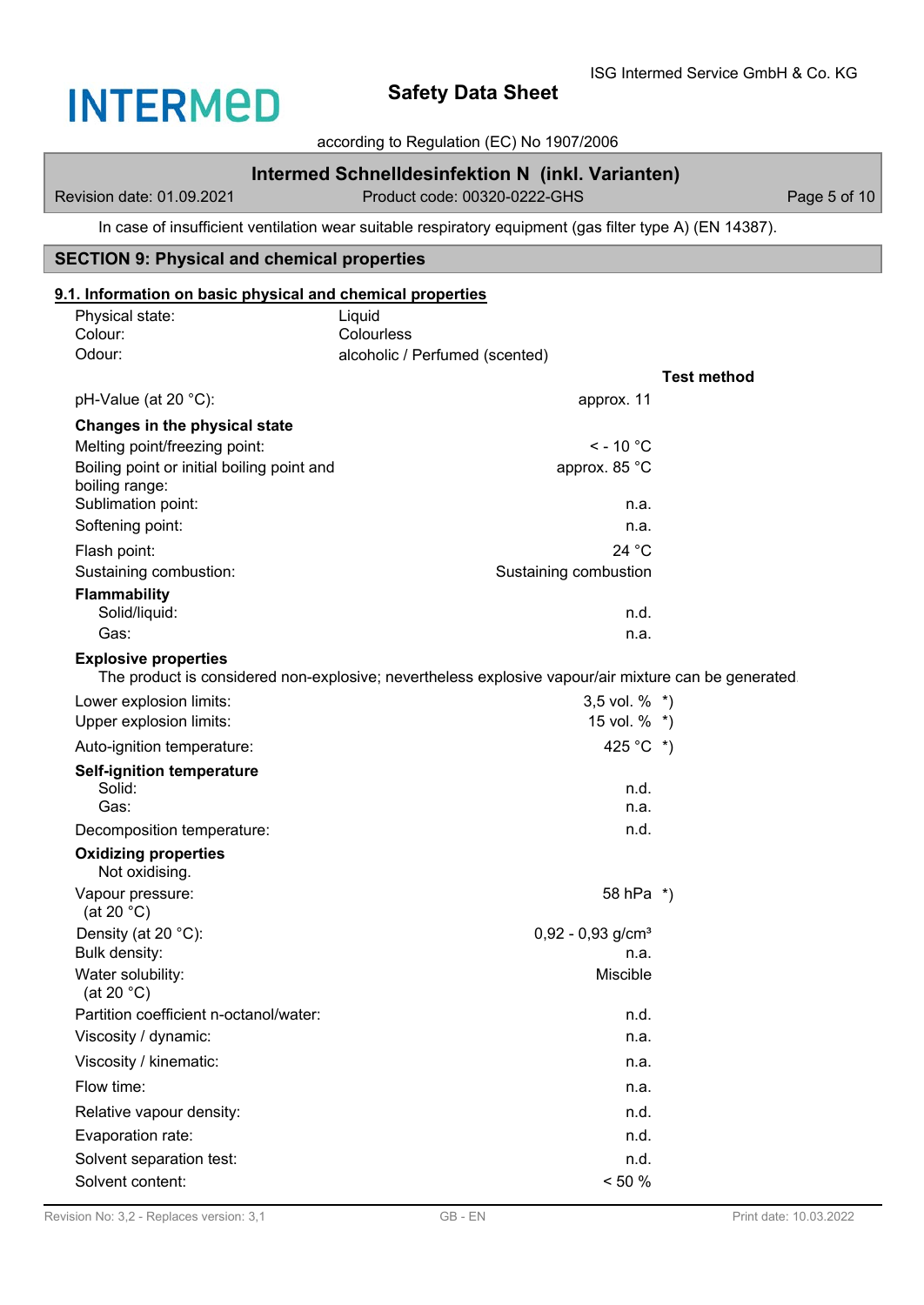In case of insufficient ventilation wear suitable respiratory equipment (gas filter type A) (EN 14387).

## SECTION 9: Physical and chemical properties

### 9.1. Information on basic physical and chemical properties

| | | |
|---|---|---|
| Physical state: | Liquid | |
| Colour: | Colourless | |
| Odour: | alcoholic / Perfumed (scented) | |
| | | **Test method** |
| pH-Value (at 20 °C): | approx. 11 | |
| **Changes in the physical state** | | |
| Melting point/freezing point: | < - 10 °C | |
| Boiling point or initial boiling point and boiling range: | approx. 85 °C | |
| Sublimation point: | n.a. | |
| Softening point: | n.a. | |
| Flash point: | 24 °C | |
| Sustaining combustion: | Sustaining combustion | |
| **Flammability** | | |
| Solid/liquid: | n.d. | |
| Gas: | n.a. | |

**Explosive properties**

The product is considered non-explosive; nevertheless explosive vapour/air mixture can be generated.

| | | |
|---|---|---|
| Lower explosion limits: | 3,5 vol. % | *) |
| Upper explosion limits: | 15 vol. % | *) |
| Auto-ignition temperature: | 425 °C | *) |
| **Self-ignition temperature** | | |
| Solid: | n.d. | |
| Gas: | n.a. | |
| Decomposition temperature: | n.d. | |

**Oxidizing properties**

Not oxidising.

| | | |
|---|---|---|
| Vapour pressure: (at 20 °C) | 58 hPa | *) |
| Density (at 20 °C): | 0,92 - 0,93 g/cm³ | |
| Bulk density: | n.a. | |
| Water solubility: (at 20 °C) | Miscible | |
| Partition coefficient n-octanol/water: | n.d. | |
| Viscosity / dynamic: | n.a. | |
| Viscosity / kinematic: | n.a. | |
| Flow time: | n.a. | |
| Relative vapour density: | n.d. | |
| Evaporation rate: | n.d. | |
| Solvent separation test: | n.d. | |
| Solvent content: | < 50 % | |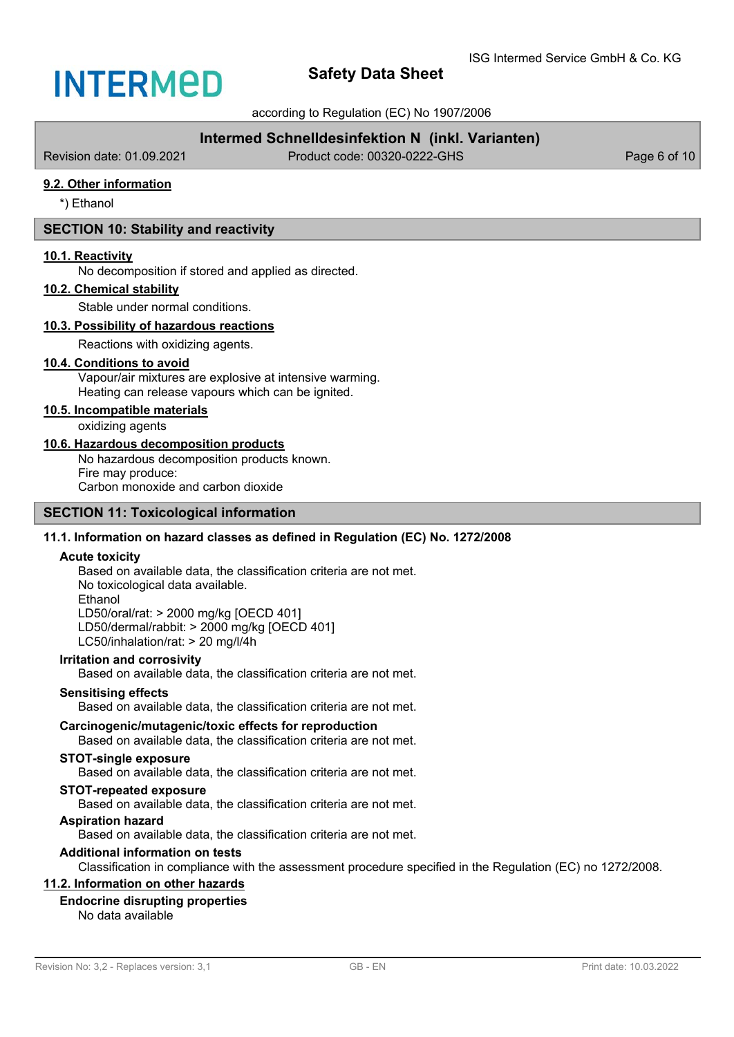#### 9.2. Other information

*) Ethanol

## SECTION 10: Stability and reactivity

#### 10.1. Reactivity

No decomposition if stored and applied as directed.

#### 10.2. Chemical stability

Stable under normal conditions.

#### 10.3. Possibility of hazardous reactions

Reactions with oxidizing agents.

#### 10.4. Conditions to avoid

Vapour/air mixtures are explosive at intensive warming.
Heating can release vapours which can be ignited.

#### 10.5. Incompatible materials

oxidizing agents

#### 10.6. Hazardous decomposition products

No hazardous decomposition products known.
Fire may produce:
Carbon monoxide and carbon dioxide

## SECTION 11: Toxicological information

### 11.1. Information on hazard classes as defined in Regulation (EC) No. 1272/2008

**Acute toxicity**

Based on available data, the classification criteria are not met.
No toxicological data available.
Ethanol
LD50/oral/rat: > 2000 mg/kg [OECD 401]
LD50/dermal/rabbit: > 2000 mg/kg [OECD 401]
LC50/inhalation/rat: > 20 mg/l/4h

**Irritation and corrosivity**

Based on available data, the classification criteria are not met.

**Sensitising effects**

Based on available data, the classification criteria are not met.

**Carcinogenic/mutagenic/toxic effects for reproduction**

Based on available data, the classification criteria are not met.

**STOT-single exposure**

Based on available data, the classification criteria are not met.

**STOT-repeated exposure**

Based on available data, the classification criteria are not met.

**Aspiration hazard**

Based on available data, the classification criteria are not met.

**Additional information on tests**

Classification in compliance with the assessment procedure specified in the Regulation (EC) no 1272/2008.

#### 11.2. Information on other hazards

**Endocrine disrupting properties**

No data available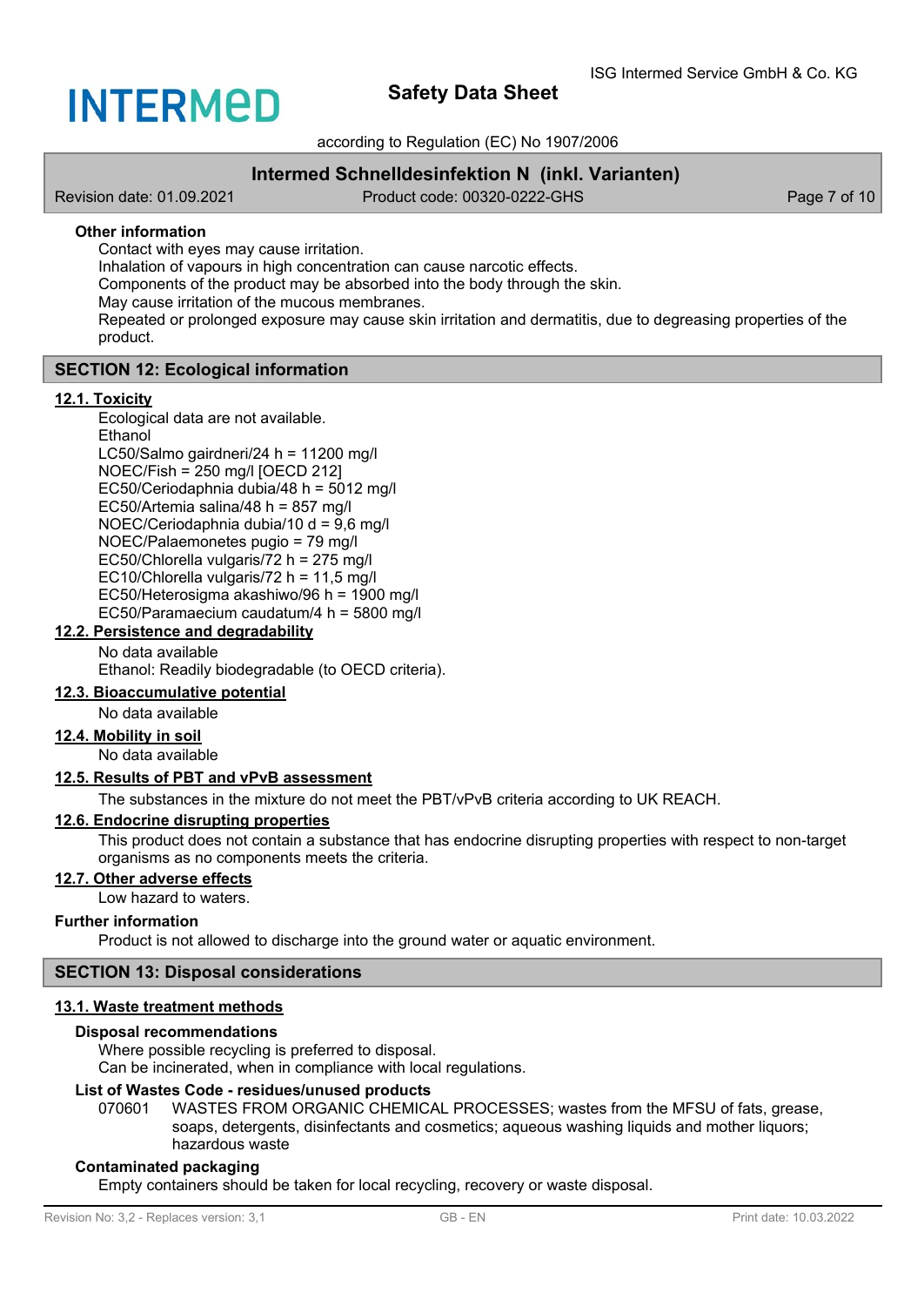**Other information**

Contact with eyes may cause irritation.
Inhalation of vapours in high concentration can cause narcotic effects.
Components of the product may be absorbed into the body through the skin.
May cause irritation of the mucous membranes.
Repeated or prolonged exposure may cause skin irritation and dermatitis, due to degreasing properties of the product.

## SECTION 12: Ecological information

### 12.1. Toxicity

Ecological data are not available.
Ethanol
LC50/Salmo gairdneri/24 h = 11200 mg/l
NOEC/Fish = 250 mg/l [OECD 212]
EC50/Ceriodaphnia dubia/48 h = 5012 mg/l
EC50/Artemia salina/48 h = 857 mg/l
NOEC/Ceriodaphnia dubia/10 d = 9,6 mg/l
NOEC/Palaemonetes pugio = 79 mg/l
EC50/Chlorella vulgaris/72 h = 275 mg/l
EC10/Chlorella vulgaris/72 h = 11,5 mg/l
EC50/Heterosigma akashiwo/96 h = 1900 mg/l
EC50/Paramaecium caudatum/4 h = 5800 mg/l

### 12.2. Persistence and degradability

No data available
Ethanol: Readily biodegradable (to OECD criteria).

### 12.3. Bioaccumulative potential

No data available

### 12.4. Mobility in soil

No data available

### 12.5. Results of PBT and vPvB assessment

The substances in the mixture do not meet the PBT/vPvB criteria according to UK REACH.

### 12.6. Endocrine disrupting properties

This product does not contain a substance that has endocrine disrupting properties with respect to non-target organisms as no components meets the criteria.

### 12.7. Other adverse effects

Low hazard to waters.

**Further information**

Product is not allowed to discharge into the ground water or aquatic environment.

## SECTION 13: Disposal considerations

### 13.1. Waste treatment methods

**Disposal recommendations**

Where possible recycling is preferred to disposal.
Can be incinerated, when in compliance with local regulations.

**List of Wastes Code - residues/unused products**

070601 WASTES FROM ORGANIC CHEMICAL PROCESSES; wastes from the MFSU of fats, grease, soaps, detergents, disinfectants and cosmetics; aqueous washing liquids and mother liquors; hazardous waste

**Contaminated packaging**

Empty containers should be taken for local recycling, recovery or waste disposal.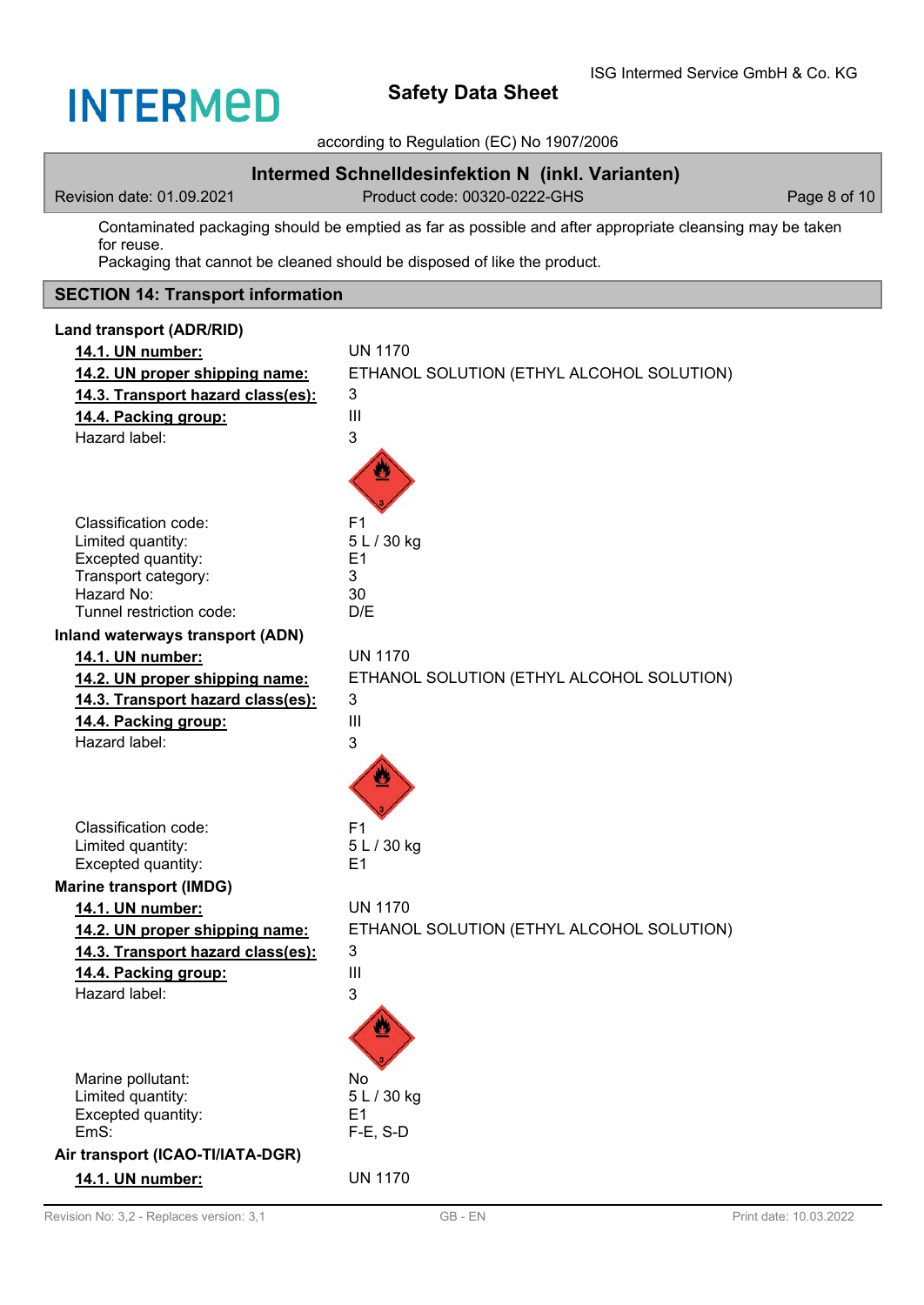Contaminated packaging should be emptied as far as possible and after appropriate cleansing may be taken for reuse.
Packaging that cannot be cleaned should be disposed of like the product.

## SECTION 14: Transport information

**Land transport (ADR/RID)**

| | |
|---|---|
| **14.1. UN number:** | UN 1170 |
| **14.2. UN proper shipping name:** | ETHANOL SOLUTION (ETHYL ALCOHOL SOLUTION) |
| **14.3. Transport hazard class(es):** | 3 |
| **14.4. Packing group:** | III |
| Hazard label: | 3 |
| Classification code: | F1 |
| Limited quantity: | 5 L / 30 kg |
| Excepted quantity: | E1 |
| Transport category: | 3 |
| Hazard No: | 30 |
| Tunnel restriction code: | D/E |

**Inland waterways transport (ADN)**

| | |
|---|---|
| **14.1. UN number:** | UN 1170 |
| **14.2. UN proper shipping name:** | ETHANOL SOLUTION (ETHYL ALCOHOL SOLUTION) |
| **14.3. Transport hazard class(es):** | 3 |
| **14.4. Packing group:** | III |
| Hazard label: | 3 |
| Classification code: | F1 |
| Limited quantity: | 5 L / 30 kg |
| Excepted quantity: | E1 |

**Marine transport (IMDG)**

| | |
|---|---|
| **14.1. UN number:** | UN 1170 |
| **14.2. UN proper shipping name:** | ETHANOL SOLUTION (ETHYL ALCOHOL SOLUTION) |
| **14.3. Transport hazard class(es):** | 3 |
| **14.4. Packing group:** | III |
| Hazard label: | 3 |
| Marine pollutant: | No |
| Limited quantity: | 5 L / 30 kg |
| Excepted quantity: | E1 |
| EmS: | F-E, S-D |

**Air transport (ICAO-TI/IATA-DGR)**

| | |
|---|---|
| **14.1. UN number:** | UN 1170 |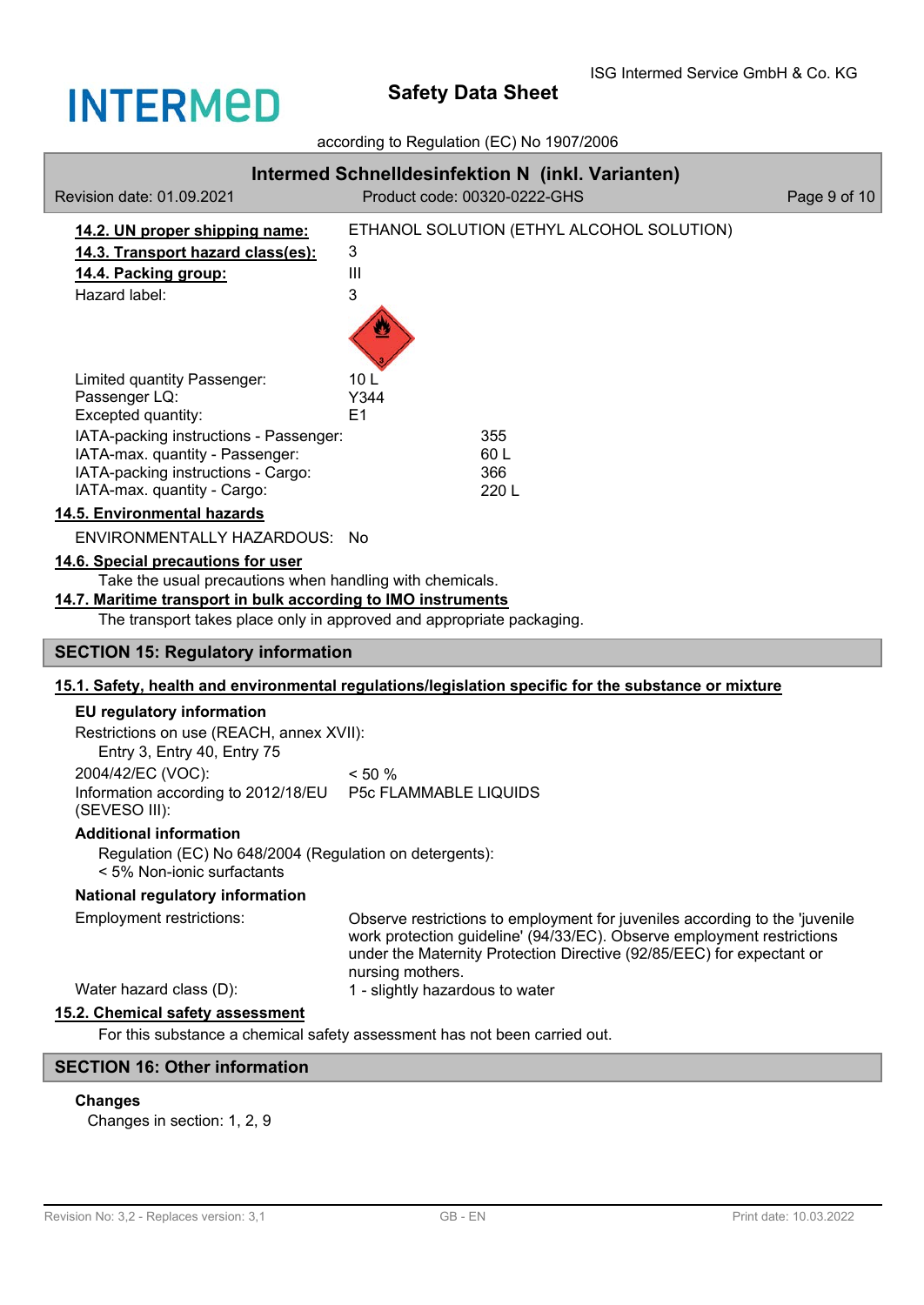**14.2. UN proper shipping name:** ETHANOL SOLUTION (ETHYL ALCOHOL SOLUTION)

**14.3. Transport hazard class(es):** 3

**14.4. Packing group:** III

Hazard label: 3

Limited quantity Passenger: 10 L
Passenger LQ: Y344
Excepted quantity: E1

IATA-packing instructions - Passenger: 355
IATA-max. quantity - Passenger: 60 L
IATA-packing instructions - Cargo: 366
IATA-max. quantity - Cargo: 220 L

**14.5. Environmental hazards**

ENVIRONMENTALLY HAZARDOUS: No

**14.6. Special precautions for user**

Take the usual precautions when handling with chemicals.

**14.7. Maritime transport in bulk according to IMO instruments**

The transport takes place only in approved and appropriate packaging.

## SECTION 15: Regulatory information

**15.1. Safety, health and environmental regulations/legislation specific for the substance or mixture**

### EU regulatory information

Restrictions on use (REACH, annex XVII):
Entry 3, Entry 40, Entry 75

2004/42/EC (VOC): < 50 %

Information according to 2012/18/EU (SEVESO III): P5c FLAMMABLE LIQUIDS

### Additional information

Regulation (EC) No 648/2004 (Regulation on detergents):
< 5% Non-ionic surfactants

### National regulatory information

Employment restrictions: Observe restrictions to employment for juveniles according to the 'juvenile work protection guideline' (94/33/EC). Observe employment restrictions under the Maternity Protection Directive (92/85/EEC) for expectant or nursing mothers.

Water hazard class (D): 1 - slightly hazardous to water

**15.2. Chemical safety assessment**

For this substance a chemical safety assessment has not been carried out.

## SECTION 16: Other information

### Changes

Changes in section: 1, 2, 9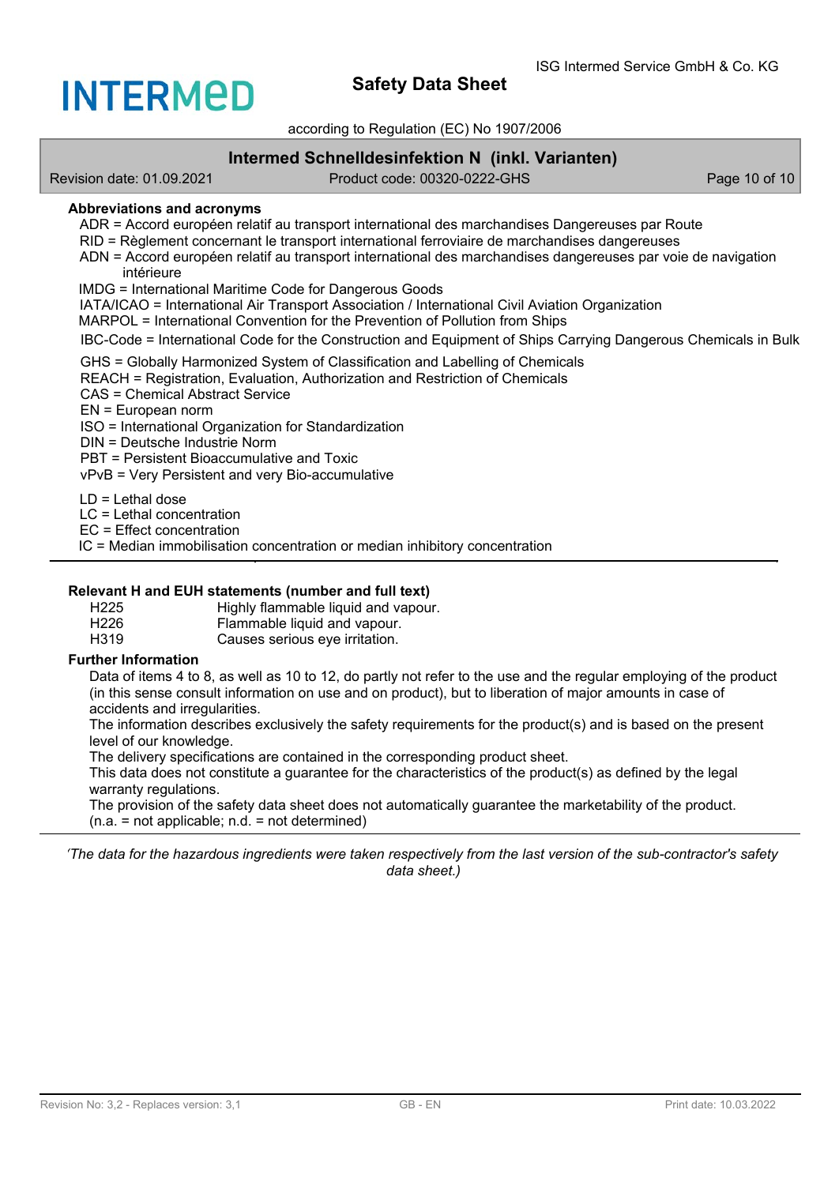**Abbreviations and acronyms**

ADR = Accord européen relatif au transport international des marchandises Dangereuses par Route
RID = Règlement concernant le transport international ferroviaire de marchandises dangereuses
ADN = Accord européen relatif au transport international des marchandises dangereuses par voie de navigation intérieure
IMDG = International Maritime Code for Dangerous Goods
IATA/ICAO = International Air Transport Association / International Civil Aviation Organization
MARPOL = International Convention for the Prevention of Pollution from Ships
IBC-Code = International Code for the Construction and Equipment of Ships Carrying Dangerous Chemicals in Bulk

GHS = Globally Harmonized System of Classification and Labelling of Chemicals
REACH = Registration, Evaluation, Authorization and Restriction of Chemicals
CAS = Chemical Abstract Service
EN = European norm
ISO = International Organization for Standardization
DIN = Deutsche Industrie Norm
PBT = Persistent Bioaccumulative and Toxic
vPvB = Very Persistent and very Bio-accumulative

LD = Lethal dose
LC = Lethal concentration
EC = Effect concentration
IC = Median immobilisation concentration or median inhibitory concentration

---

**Relevant H and EUH statements (number and full text)**

| | |
|---|---|
| H225 | Highly flammable liquid and vapour. |
| H226 | Flammable liquid and vapour. |
| H319 | Causes serious eye irritation. |

**Further Information**

Data of items 4 to 8, as well as 10 to 12, do partly not refer to the use and the regular employing of the product (in this sense consult information on use and on product), but to liberation of major amounts in case of accidents and irregularities.
The information describes exclusively the safety requirements for the product(s) and is based on the present level of our knowledge.
The delivery specifications are contained in the corresponding product sheet.
This data does not constitute a guarantee for the characteristics of the product(s) as defined by the legal warranty regulations.
The provision of the safety data sheet does not automatically guarantee the marketability of the product.
(n.a. = not applicable; n.d. = not determined)

---

*'The data for the hazardous ingredients were taken respectively from the last version of the sub-contractor's safety data sheet.)*